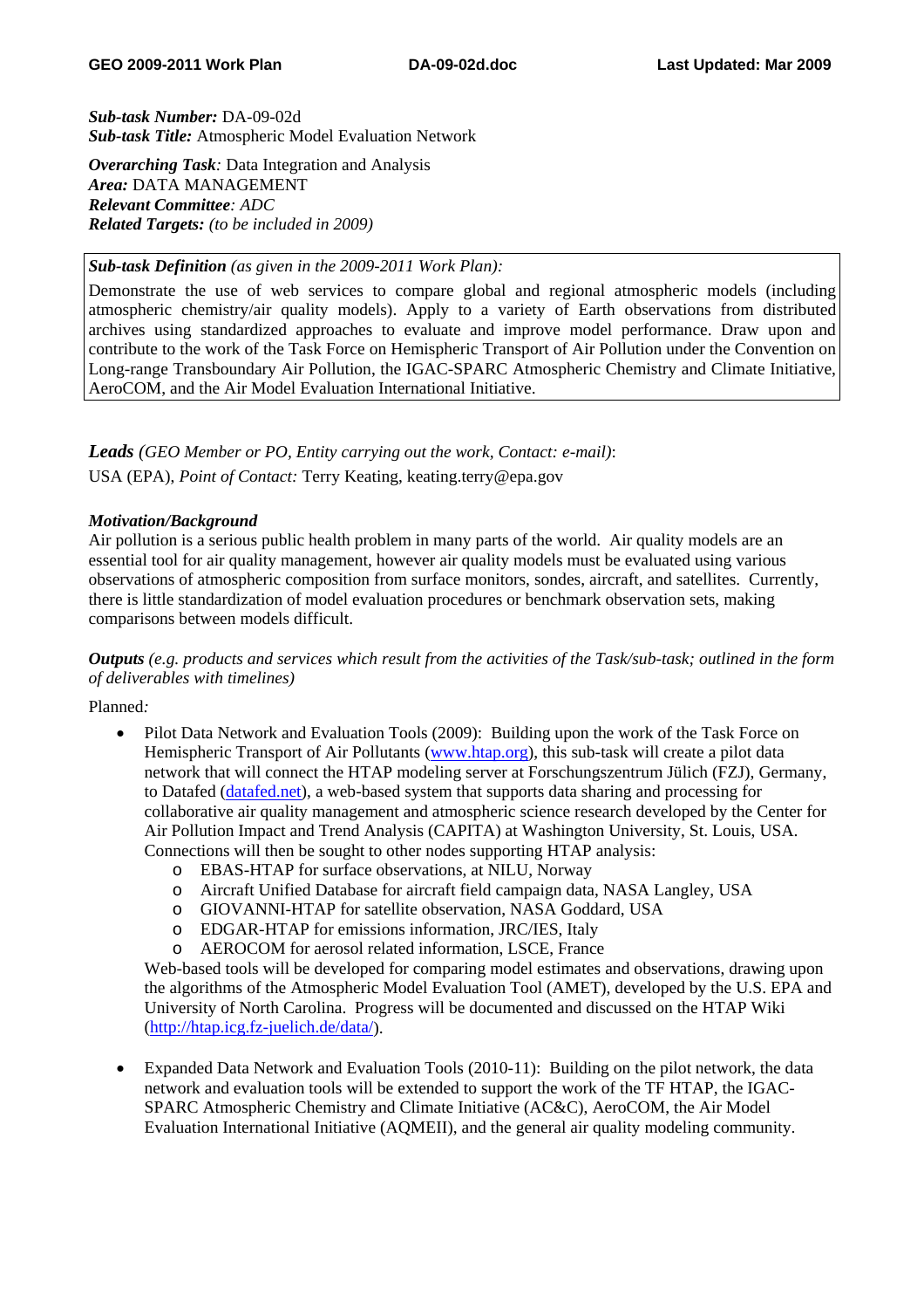***Sub-task Number:*** DA-09-02d
***Sub-task Title:*** Atmospheric Model Evaluation Network

***Overarching Task**:* Data Integration and Analysis
***Area:*** DATA MANAGEMENT
***Relevant Committee**: ADC*
***Related Targets:*** *(to be included in 2009)*

***Sub-task Definition*** *(as given in the 2009-2011 Work Plan):*

Demonstrate the use of web services to compare global and regional atmospheric models (including atmospheric chemistry/air quality models). Apply to a variety of Earth observations from distributed archives using standardized approaches to evaluate and improve model performance. Draw upon and contribute to the work of the Task Force on Hemispheric Transport of Air Pollution under the Convention on Long-range Transboundary Air Pollution, the IGAC-SPARC Atmospheric Chemistry and Climate Initiative, AeroCOM, and the Air Model Evaluation International Initiative.

***Leads*** *(GEO Member or PO, Entity carrying out the work, Contact: e-mail)*:

USA (EPA), *Point of Contact:* Terry Keating, keating.terry@epa.gov

***Motivation/Background***

Air pollution is a serious public health problem in many parts of the world. Air quality models are an essential tool for air quality management, however air quality models must be evaluated using various observations of atmospheric composition from surface monitors, sondes, aircraft, and satellites. Currently, there is little standardization of model evaluation procedures or benchmark observation sets, making comparisons between models difficult.

***Outputs*** *(e.g. products and services which result from the activities of the Task/sub-task; outlined in the form of deliverables with timelines)*

Planned*:*

- Pilot Data Network and Evaluation Tools (2009): Building upon the work of the Task Force on Hemispheric Transport of Air Pollutants (www.htap.org), this sub-task will create a pilot data network that will connect the HTAP modeling server at Forschungszentrum Jülich (FZJ), Germany, to Datafed (datafed.net), a web-based system that supports data sharing and processing for collaborative air quality management and atmospheric science research developed by the Center for Air Pollution Impact and Trend Analysis (CAPITA) at Washington University, St. Louis, USA. Connections will then be sought to other nodes supporting HTAP analysis:
  - EBAS-HTAP for surface observations, at NILU, Norway
  - Aircraft Unified Database for aircraft field campaign data, NASA Langley, USA
  - GIOVANNI-HTAP for satellite observation, NASA Goddard, USA
  - EDGAR-HTAP for emissions information, JRC/IES, Italy
  - AEROCOM for aerosol related information, LSCE, France

  Web-based tools will be developed for comparing model estimates and observations, drawing upon the algorithms of the Atmospheric Model Evaluation Tool (AMET), developed by the U.S. EPA and University of North Carolina. Progress will be documented and discussed on the HTAP Wiki (http://htap.icg.fz-juelich.de/data/).

- Expanded Data Network and Evaluation Tools (2010-11): Building on the pilot network, the data network and evaluation tools will be extended to support the work of the TF HTAP, the IGAC-SPARC Atmospheric Chemistry and Climate Initiative (AC&C), AeroCOM, the Air Model Evaluation International Initiative (AQMEII), and the general air quality modeling community.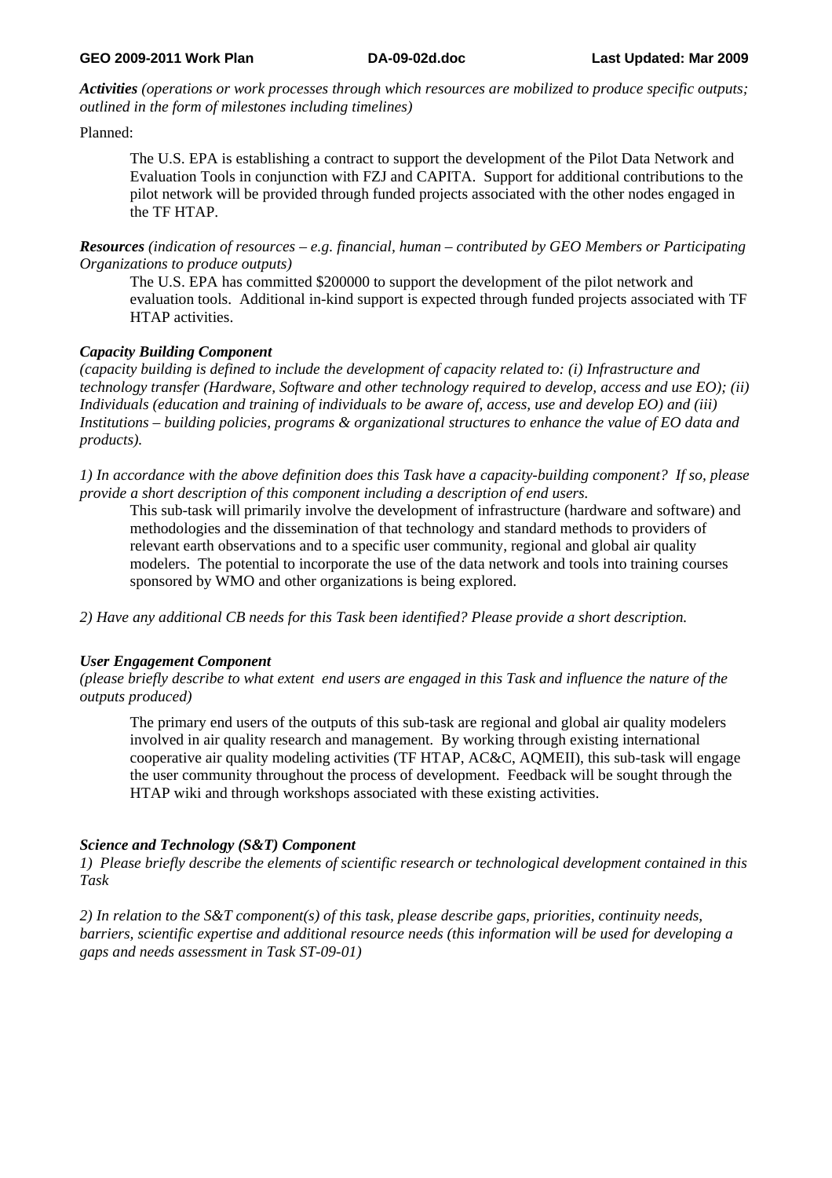***Activities** (operations or work processes through which resources are mobilized to produce specific outputs; outlined in the form of milestones including timelines)*

Planned:

> The U.S. EPA is establishing a contract to support the development of the Pilot Data Network and Evaluation Tools in conjunction with FZJ and CAPITA. Support for additional contributions to the pilot network will be provided through funded projects associated with the other nodes engaged in the TF HTAP.

***Resources** (indication of resources – e.g. financial, human – contributed by GEO Members or Participating Organizations to produce outputs)*

> The U.S. EPA has committed $200000 to support the development of the pilot network and evaluation tools. Additional in-kind support is expected through funded projects associated with TF HTAP activities.

***Capacity Building Component***

*(capacity building is defined to include the development of capacity related to: (i) Infrastructure and technology transfer (Hardware, Software and other technology required to develop, access and use EO); (ii) Individuals (education and training of individuals to be aware of, access, use and develop EO) and (iii) Institutions – building policies, programs & organizational structures to enhance the value of EO data and products).*

*1) In accordance with the above definition does this Task have a capacity-building component? If so, please provide a short description of this component including a description of end users.*

> This sub-task will primarily involve the development of infrastructure (hardware and software) and methodologies and the dissemination of that technology and standard methods to providers of relevant earth observations and to a specific user community, regional and global air quality modelers. The potential to incorporate the use of the data network and tools into training courses sponsored by WMO and other organizations is being explored.

*2) Have any additional CB needs for this Task been identified? Please provide a short description.*

***User Engagement Component***

*(please briefly describe to what extent end users are engaged in this Task and influence the nature of the outputs produced)*

> The primary end users of the outputs of this sub-task are regional and global air quality modelers involved in air quality research and management. By working through existing international cooperative air quality modeling activities (TF HTAP, AC&C, AQMEII), this sub-task will engage the user community throughout the process of development. Feedback will be sought through the HTAP wiki and through workshops associated with these existing activities.

***Science and Technology (S&T) Component***

*1) Please briefly describe the elements of scientific research or technological development contained in this Task*

*2) In relation to the S&T component(s) of this task, please describe gaps, priorities, continuity needs, barriers, scientific expertise and additional resource needs (this information will be used for developing a gaps and needs assessment in Task ST-09-01)*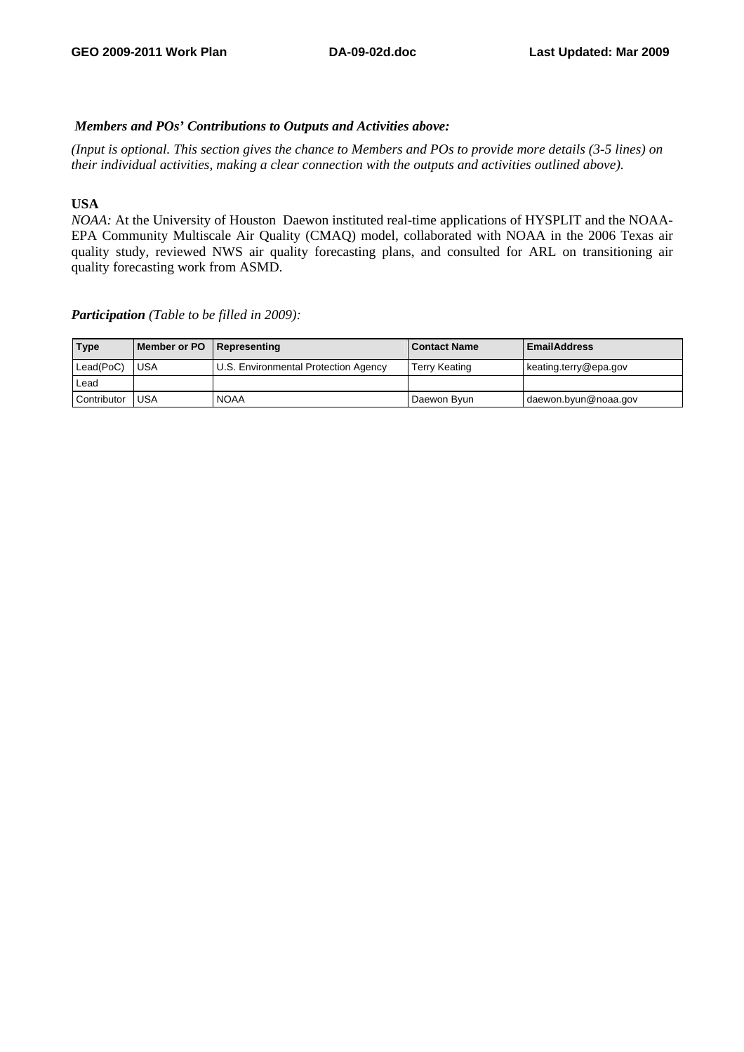***Members and POs' Contributions to Outputs and Activities above:***

*(Input is optional. This section gives the chance to Members and POs to provide more details (3-5 lines) on their individual activities, making a clear connection with the outputs and activities outlined above).*

**USA**

*NOAA:* At the University of Houston Daewon instituted real-time applications of HYSPLIT and the NOAA-EPA Community Multiscale Air Quality (CMAQ) model, collaborated with NOAA in the 2006 Texas air quality study, reviewed NWS air quality forecasting plans, and consulted for ARL on transitioning air quality forecasting work from ASMD.

***Participation*** *(Table to be filled in 2009):*

| Type | Member or PO | Representing | Contact Name | EmailAddress |
|---|---|---|---|---|
| Lead(PoC) | USA | U.S. Environmental Protection Agency | Terry Keating | keating.terry@epa.gov |
| Lead | | | | |
| Contributor | USA | NOAA | Daewon Byun | daewon.byun@noaa.gov |